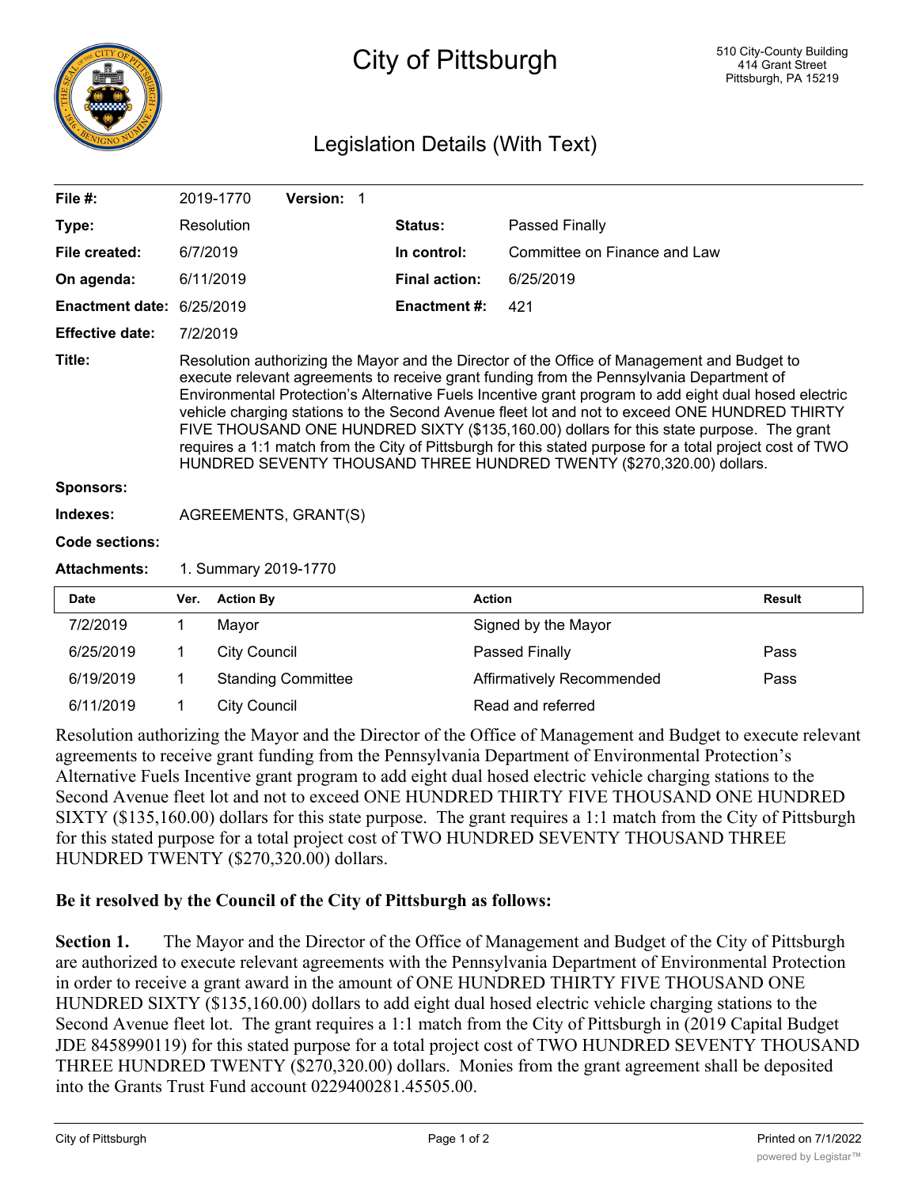# City of Pittsburgh

510 City-County Building
414 Grant Street
Pittsburgh, PA 15219

## Legislation Details (With Text)

| | | | |
|---|---|---|---|
| **File #:** | 2019-1770 **Version:** 1 | | |
| **Type:** | Resolution | **Status:** | Passed Finally |
| **File created:** | 6/7/2019 | **In control:** | Committee on Finance and Law |
| **On agenda:** | 6/11/2019 | **Final action:** | 6/25/2019 |
| **Enactment date:** | 6/25/2019 | **Enactment #:** | 421 |
| **Effective date:** | 7/2/2019 | | |

**Title:** Resolution authorizing the Mayor and the Director of the Office of Management and Budget to execute relevant agreements to receive grant funding from the Pennsylvania Department of Environmental Protection's Alternative Fuels Incentive grant program to add eight dual hosed electric vehicle charging stations to the Second Avenue fleet lot and not to exceed ONE HUNDRED THIRTY FIVE THOUSAND ONE HUNDRED SIXTY ($135,160.00) dollars for this state purpose. The grant requires a 1:1 match from the City of Pittsburgh for this stated purpose for a total project cost of TWO HUNDRED SEVENTY THOUSAND THREE HUNDRED TWENTY ($270,320.00) dollars.

**Sponsors:**

**Indexes:** AGREEMENTS, GRANT(S)

**Code sections:**

**Attachments:** 1. Summary 2019-1770

| Date | Ver. | Action By | Action | Result |
|---|---|---|---|---|
| 7/2/2019 | 1 | Mayor | Signed by the Mayor | |
| 6/25/2019 | 1 | City Council | Passed Finally | Pass |
| 6/19/2019 | 1 | Standing Committee | Affirmatively Recommended | Pass |
| 6/11/2019 | 1 | City Council | Read and referred | |

Resolution authorizing the Mayor and the Director of the Office of Management and Budget to execute relevant agreements to receive grant funding from the Pennsylvania Department of Environmental Protection's Alternative Fuels Incentive grant program to add eight dual hosed electric vehicle charging stations to the Second Avenue fleet lot and not to exceed ONE HUNDRED THIRTY FIVE THOUSAND ONE HUNDRED SIXTY ($135,160.00) dollars for this state purpose. The grant requires a 1:1 match from the City of Pittsburgh for this stated purpose for a total project cost of TWO HUNDRED SEVENTY THOUSAND THREE HUNDRED TWENTY ($270,320.00) dollars.

**Be it resolved by the Council of the City of Pittsburgh as follows:**

**Section 1.** The Mayor and the Director of the Office of Management and Budget of the City of Pittsburgh are authorized to execute relevant agreements with the Pennsylvania Department of Environmental Protection in order to receive a grant award in the amount of ONE HUNDRED THIRTY FIVE THOUSAND ONE HUNDRED SIXTY ($135,160.00) dollars to add eight dual hosed electric vehicle charging stations to the Second Avenue fleet lot. The grant requires a 1:1 match from the City of Pittsburgh in (2019 Capital Budget JDE 8458990119) for this stated purpose for a total project cost of TWO HUNDRED SEVENTY THOUSAND THREE HUNDRED TWENTY ($270,320.00) dollars. Monies from the grant agreement shall be deposited into the Grants Trust Fund account 0229400281.45505.00.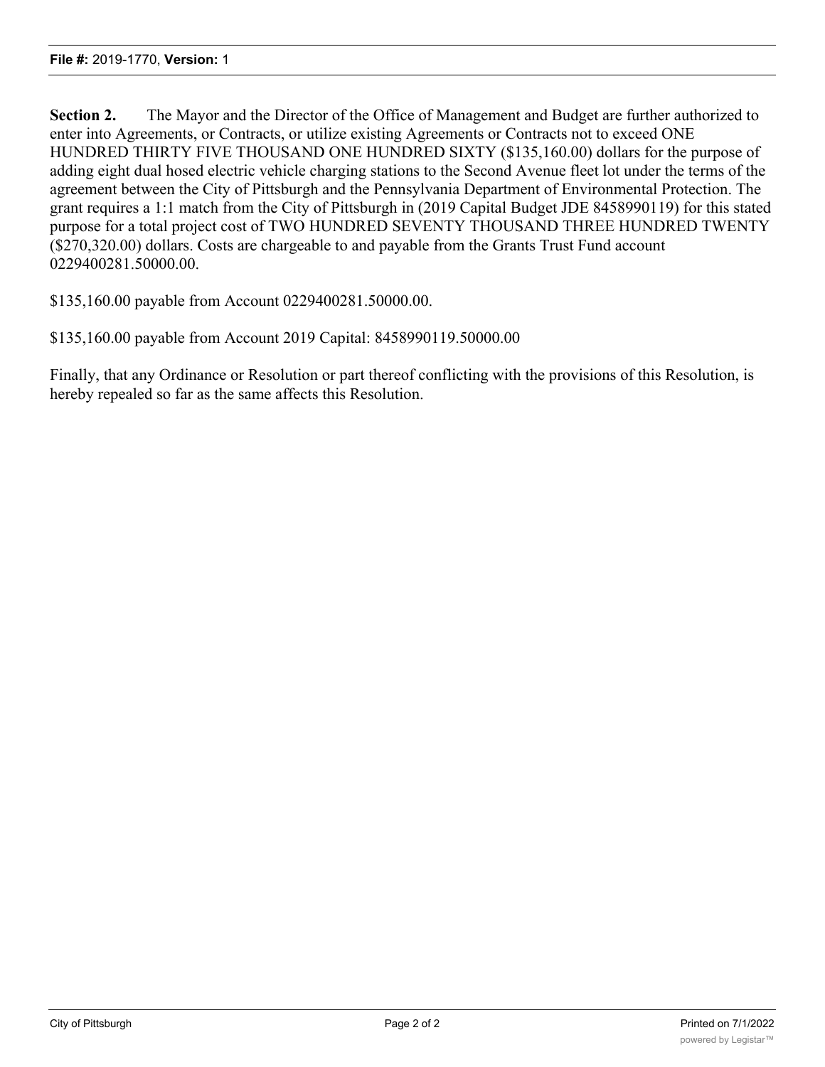**Section 2.** The Mayor and the Director of the Office of Management and Budget are further authorized to enter into Agreements, or Contracts, or utilize existing Agreements or Contracts not to exceed ONE HUNDRED THIRTY FIVE THOUSAND ONE HUNDRED SIXTY ($135,160.00) dollars for the purpose of adding eight dual hosed electric vehicle charging stations to the Second Avenue fleet lot under the terms of the agreement between the City of Pittsburgh and the Pennsylvania Department of Environmental Protection. The grant requires a 1:1 match from the City of Pittsburgh in (2019 Capital Budget JDE 8458990119) for this stated purpose for a total project cost of TWO HUNDRED SEVENTY THOUSAND THREE HUNDRED TWENTY ($270,320.00) dollars. Costs are chargeable to and payable from the Grants Trust Fund account 0229400281.50000.00.

$135,160.00 payable from Account 0229400281.50000.00.

$135,160.00 payable from Account 2019 Capital: 8458990119.50000.00

Finally, that any Ordinance or Resolution or part thereof conflicting with the provisions of this Resolution, is hereby repealed so far as the same affects this Resolution.